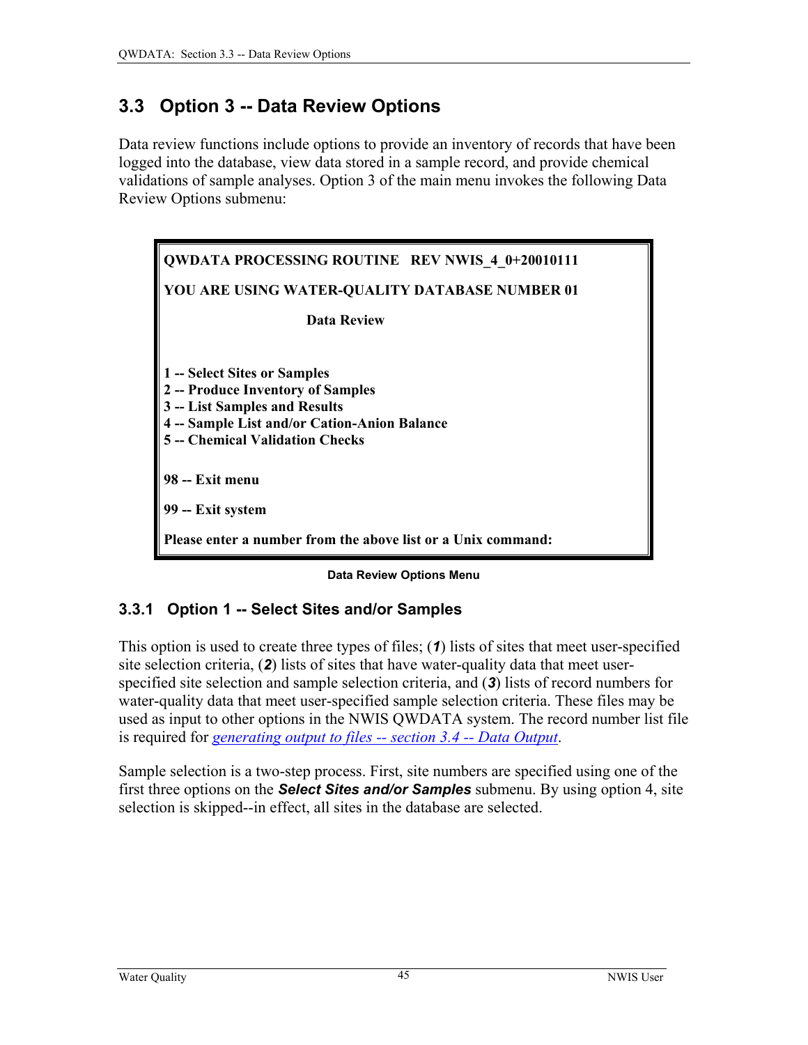## 3.3 Option 3 -- Data Review Options

Data review functions include options to provide an inventory of records that have been logged into the database, view data stored in a sample record, and provide chemical validations of sample analyses. Option 3 of the main menu invokes the following Data Review Options submenu:

```
QWDATA PROCESSING ROUTINE   REV NWIS_4_0+20010111

YOU ARE USING WATER-QUALITY DATABASE NUMBER 01

                    Data Review


1 -- Select Sites or Samples
2 -- Produce Inventory of Samples
3 -- List Samples and Results
4 -- Sample List and/or Cation-Anion Balance
5 -- Chemical Validation Checks


98 -- Exit menu

99 -- Exit system

Please enter a number from the above list or a Unix command:
```

**Data Review Options Menu**

### 3.3.1 Option 1 -- Select Sites and/or Samples

This option is used to create three types of files; (***1***) lists of sites that meet user-specified site selection criteria, (***2***) lists of sites that have water-quality data that meet user-specified site selection and sample selection criteria, and (***3***) lists of record numbers for water-quality data that meet user-specified sample selection criteria. These files may be used as input to other options in the NWIS QWDATA system. The record number list file is required for *generating output to files -- section 3.4 -- Data Output*.

Sample selection is a two-step process. First, site numbers are specified using one of the first three options on the ***Select Sites and/or Samples*** submenu. By using option 4, site selection is skipped--in effect, all sites in the database are selected.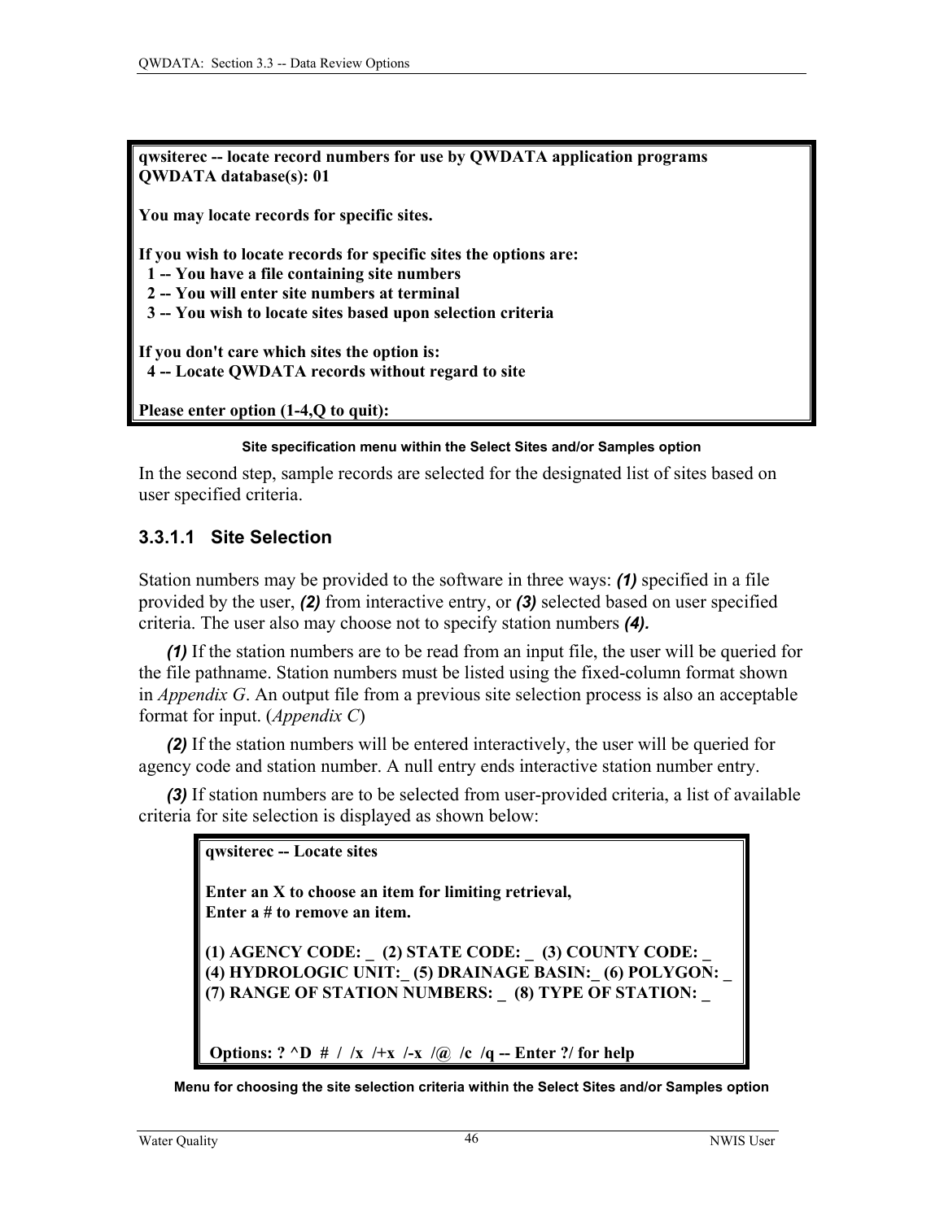```
qwsiterec -- locate record numbers for use by QWDATA application programs
QWDATA database(s): 01

You may locate records for specific sites.

If you wish to locate records for specific sites the options are:
  1 -- You have a file containing site numbers
  2 -- You will enter site numbers at terminal
  3 -- You wish to locate sites based upon selection criteria

If you don't care which sites the option is:
  4 -- Locate QWDATA records without regard to site

Please enter option (1-4,Q to quit):
```

**Site specification menu within the Select Sites and/or Samples option**

In the second step, sample records are selected for the designated list of sites based on user specified criteria.

### 3.3.1.1 Site Selection

Station numbers may be provided to the software in three ways: ***(1)*** specified in a file provided by the user, ***(2)*** from interactive entry, or ***(3)*** selected based on user specified criteria. The user also may choose not to specify station numbers ***(4).***

***(1)*** If the station numbers are to be read from an input file, the user will be queried for the file pathname. Station numbers must be listed using the fixed-column format shown in *Appendix G*. An output file from a previous site selection process is also an acceptable format for input. (*Appendix C*)

***(2)*** If the station numbers will be entered interactively, the user will be queried for agency code and station number. A null entry ends interactive station number entry.

***(3)*** If station numbers are to be selected from user-provided criteria, a list of available criteria for site selection is displayed as shown below:

```
qwsiterec -- Locate sites

Enter an X to choose an item for limiting retrieval,
Enter a # to remove an item.

(1) AGENCY CODE: _  (2) STATE CODE: _  (3) COUNTY CODE: _
(4) HYDROLOGIC UNIT:_ (5) DRAINAGE BASIN:_ (6) POLYGON: _
(7) RANGE OF STATION NUMBERS: _  (8) TYPE OF STATION: _


 Options: ? ^D  #  /  /x  /+x  /-x  /@  /c  /q -- Enter ?/ for help
```

**Menu for choosing the site selection criteria within the Select Sites and/or Samples option**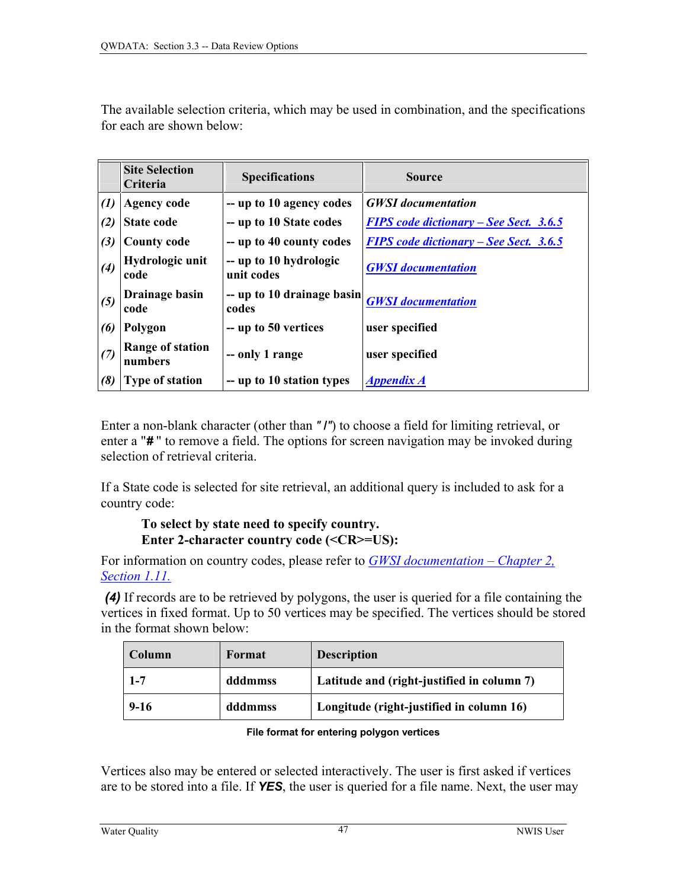The available selection criteria, which may be used in combination, and the specifications for each are shown below:

| | **Site Selection Criteria** | **Specifications** | **Source** |
|---|---|---|---|
| *(1)* | **Agency code** | **-- up to 10 agency codes** | ***GWSI documentation*** |
| *(2)* | **State code** | **-- up to 10 State codes** | ***FIPS code dictionary – See Sect. 3.6.5*** |
| *(3)* | **County code** | **-- up to 40 county codes** | ***FIPS code dictionary – See Sect. 3.6.5*** |
| *(4)* | **Hydrologic unit code** | **-- up to 10 hydrologic unit codes** | ***GWSI documentation*** |
| *(5)* | **Drainage basin code** | **-- up to 10 drainage basin codes** | ***GWSI documentation*** |
| *(6)* | **Polygon** | **-- up to 50 vertices** | **user specified** |
| *(7)* | **Range of station numbers** | **-- only 1 range** | **user specified** |
| *(8)* | **Type of station** | **-- up to 10 station types** | ***Appendix A*** |

Enter a non-blank character (other than "**/**") to choose a field for limiting retrieval, or enter a "**#**" to remove a field. The options for screen navigation may be invoked during selection of retrieval criteria.

If a State code is selected for site retrieval, an additional query is included to ask for a country code:

> **To select by state need to specify country.**
> **Enter 2-character country code (<CR>=US):**

For information on country codes, please refer to *GWSI documentation – Chapter 2, Section 1.11.*

***(4)*** If records are to be retrieved by polygons, the user is queried for a file containing the vertices in fixed format. Up to 50 vertices may be specified. The vertices should be stored in the format shown below:

| **Column** | **Format** | **Description** |
|---|---|---|
| **1-7** | **dddmmss** | **Latitude and (right-justified in column 7)** |
| **9-16** | **dddmmss** | **Longitude (right-justified in column 16)** |

**File format for entering polygon vertices**

Vertices also may be entered or selected interactively. The user is first asked if vertices are to be stored into a file. If ***YES***, the user is queried for a file name. Next, the user may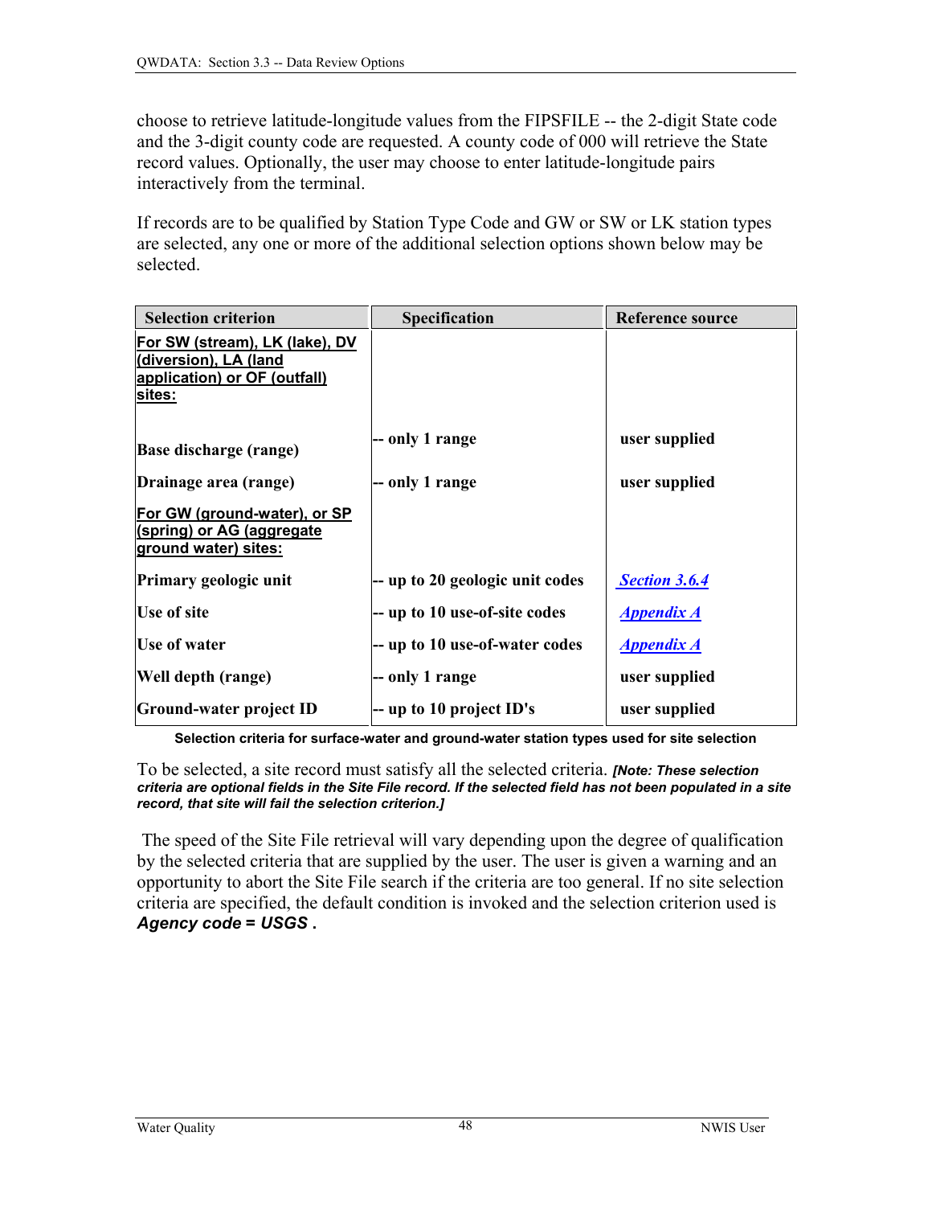choose to retrieve latitude-longitude values from the FIPSFILE -- the 2-digit State code and the 3-digit county code are requested. A county code of 000 will retrieve the State record values. Optionally, the user may choose to enter latitude-longitude pairs interactively from the terminal.

If records are to be qualified by Station Type Code and GW or SW or LK station types are selected, any one or more of the additional selection options shown below may be selected.

| Selection criterion | Specification | Reference source |
|---|---|---|
| **For SW (stream), LK (lake), DV (diversion), LA (land application) or OF (outfall) sites:** | | |
| **Base discharge (range)** | **-- only 1 range** | **user supplied** |
| **Drainage area (range)** | **-- only 1 range** | **user supplied** |
| **For GW (ground-water), or SP (spring) or AG (aggregate ground water) sites:** | | |
| **Primary geologic unit** | **-- up to 20 geologic unit codes** | ***Section 3.6.4*** |
| **Use of site** | **-- up to 10 use-of-site codes** | ***Appendix A*** |
| **Use of water** | **-- up to 10 use-of-water codes** | ***Appendix A*** |
| **Well depth (range)** | **-- only 1 range** | **user supplied** |
| **Ground-water project ID** | **-- up to 10 project ID's** | **user supplied** |

**Selection criteria for surface-water and ground-water station types used for site selection**

To be selected, a site record must satisfy all the selected criteria. ***[Note: These selection criteria are optional fields in the Site File record. If the selected field has not been populated in a site record, that site will fail the selection criterion.]***

The speed of the Site File retrieval will vary depending upon the degree of qualification by the selected criteria that are supplied by the user. The user is given a warning and an opportunity to abort the Site File search if the criteria are too general. If no site selection criteria are specified, the default condition is invoked and the selection criterion used is ***Agency code = USGS*** **.**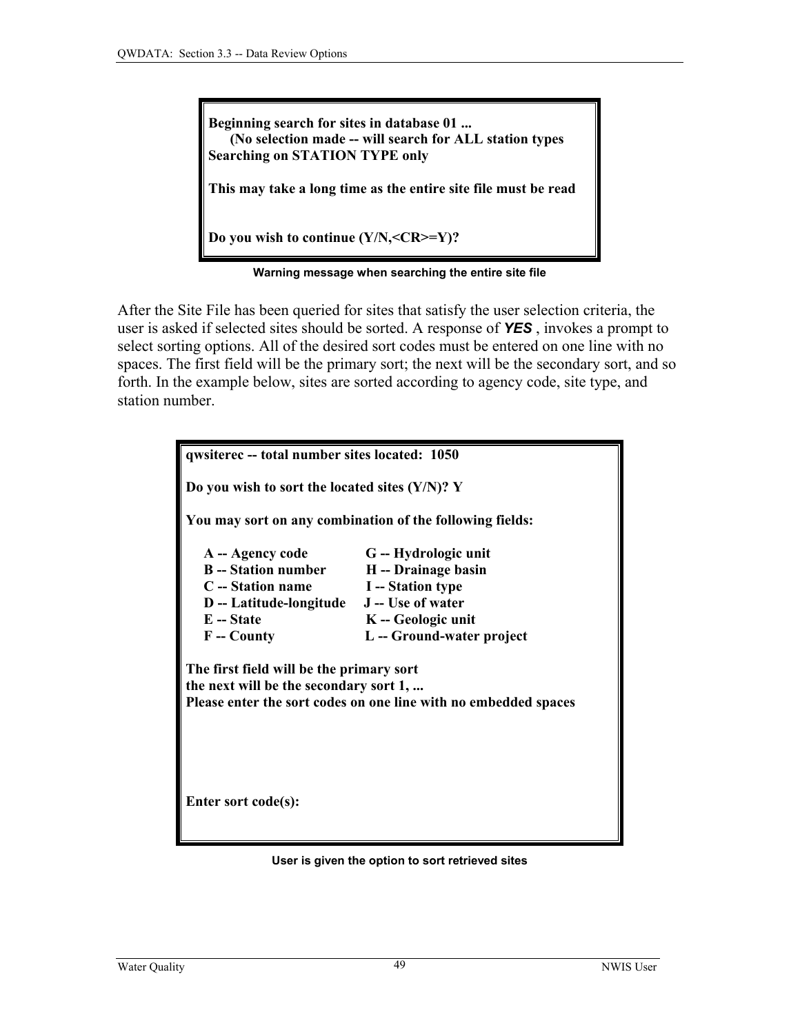```
Beginning search for sites in database 01 ...
      (No selection made -- will search for ALL station types
Searching on STATION TYPE only

This may take a long time as the entire site file must be read


Do you wish to continue (Y/N,<CR>=Y)?
```

**Warning message when searching the entire site file**

After the Site File has been queried for sites that satisfy the user selection criteria, the user is asked if selected sites should be sorted. A response of ***YES*** , invokes a prompt to select sorting options. All of the desired sort codes must be entered on one line with no spaces. The first field will be the primary sort; the next will be the secondary sort, and so forth. In the example below, sites are sorted according to agency code, site type, and station number.

```
qwsiterec -- total number sites located:  1050

Do you wish to sort the located sites (Y/N)? Y

You may sort on any combination of the following fields:

     A -- Agency code              G -- Hydrologic unit
     B -- Station number           H -- Drainage basin
     C -- Station name             I -- Station type
     D -- Latitude-longitude       J -- Use of water
     E -- State                    K -- Geologic unit
     F -- County                   L -- Ground-water project

The first field will be the primary sort
the next will be the secondary sort 1, ...
Please enter the sort codes on one line with no embedded spaces




Enter sort code(s):
```

**User is given the option to sort retrieved sites**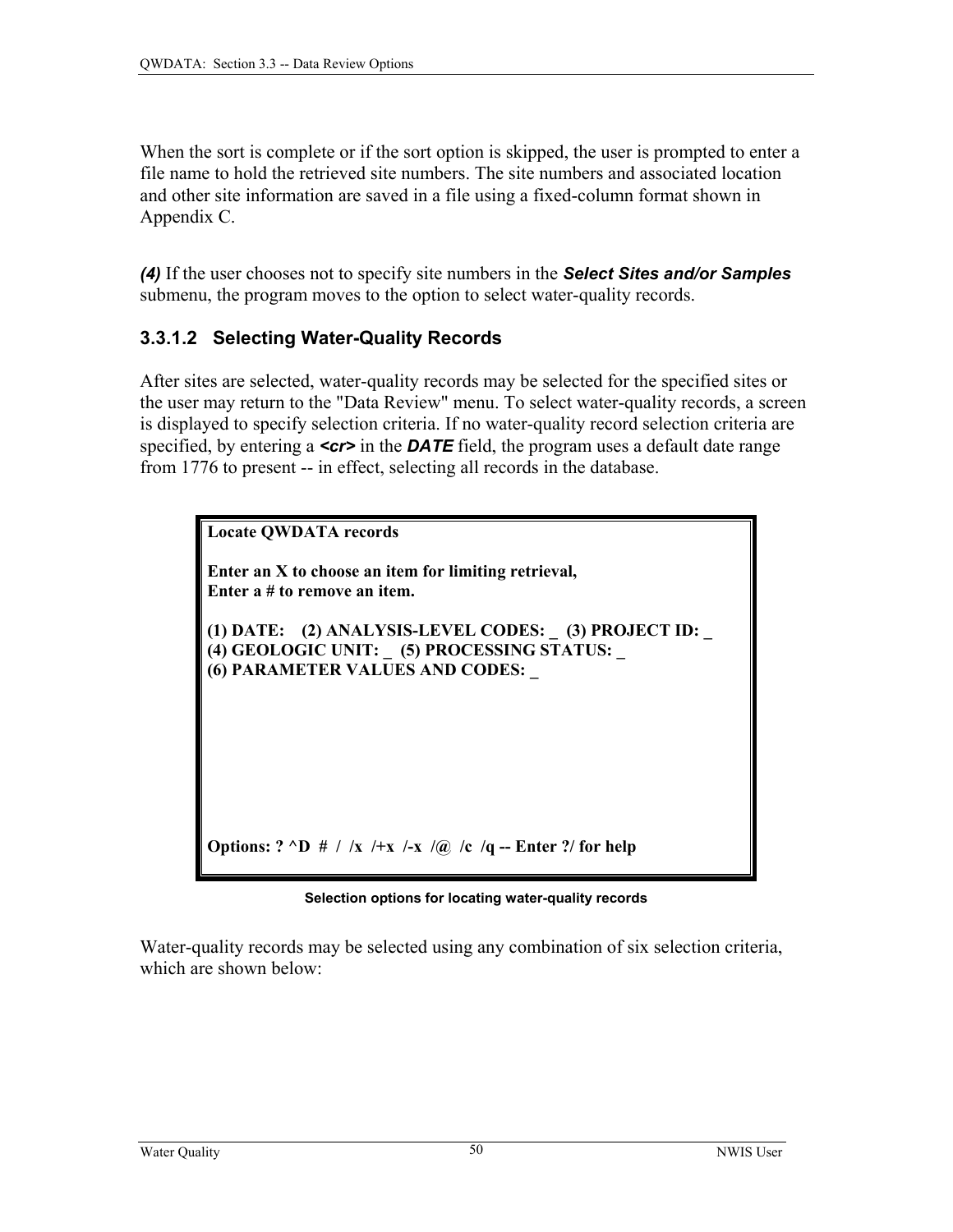When the sort is complete or if the sort option is skipped, the user is prompted to enter a file name to hold the retrieved site numbers. The site numbers and associated location and other site information are saved in a file using a fixed-column format shown in Appendix C.

***(4)*** If the user chooses not to specify site numbers in the ***Select Sites and/or Samples*** submenu, the program moves to the option to select water-quality records.

### 3.3.1.2 Selecting Water-Quality Records

After sites are selected, water-quality records may be selected for the specified sites or the user may return to the "Data Review" menu. To select water-quality records, a screen is displayed to specify selection criteria. If no water-quality record selection criteria are specified, by entering a ***<cr>*** in the ***DATE*** field, the program uses a default date range from 1776 to present -- in effect, selecting all records in the database.

```
Locate QWDATA records

Enter an X to choose an item for limiting retrieval,
Enter a # to remove an item.

(1) DATE:    (2) ANALYSIS-LEVEL CODES: _  (3) PROJECT ID: _
(4) GEOLOGIC UNIT: _  (5) PROCESSING STATUS: _
(6) PARAMETER VALUES AND CODES: _







Options: ? ^D  #  /  /x  /+x  /-x  /@  /c  /q -- Enter ?/ for help
```

**Selection options for locating water-quality records**

Water-quality records may be selected using any combination of six selection criteria, which are shown below: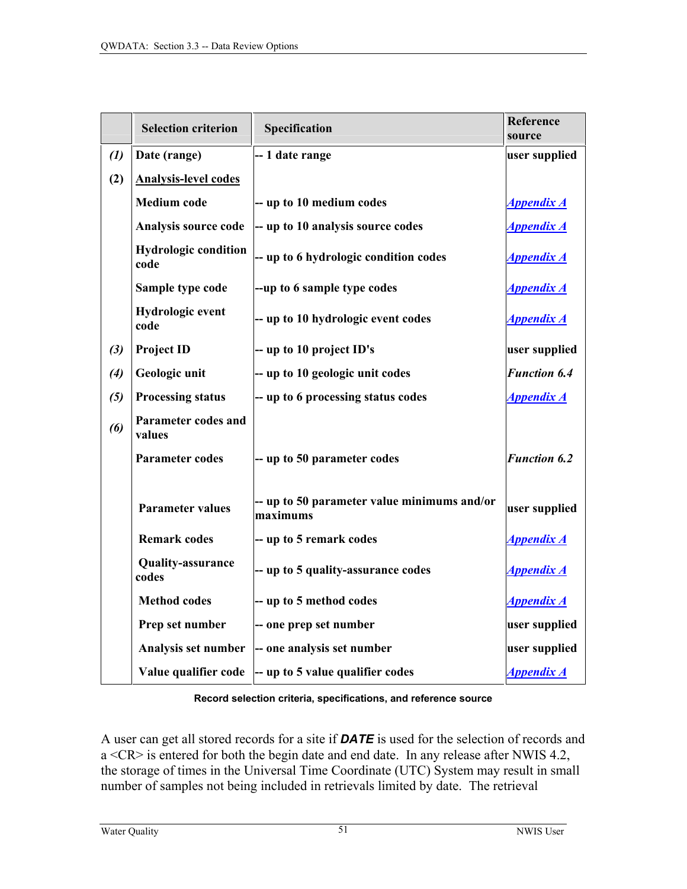| | Selection criterion | Specification | Reference source |
|---|---|---|---|
| *(1)* | **Date (range)** | **-- 1 date range** | **user supplied** |
| **(2)** | **Analysis-level codes** | | |
| | **Medium code** | **-- up to 10 medium codes** | ***Appendix A*** |
| | **Analysis source code** | **-- up to 10 analysis source codes** | ***Appendix A*** |
| | **Hydrologic condition code** | **-- up to 6 hydrologic condition codes** | ***Appendix A*** |
| | **Sample type code** | **--up to 6 sample type codes** | ***Appendix A*** |
| | **Hydrologic event code** | **-- up to 10 hydrologic event codes** | ***Appendix A*** |
| *(3)* | **Project ID** | **-- up to 10 project ID's** | **user supplied** |
| *(4)* | **Geologic unit** | **-- up to 10 geologic unit codes** | ***Function 6.4*** |
| *(5)* | **Processing status** | **-- up to 6 processing status codes** | ***Appendix A*** |
| *(6)* | **Parameter codes and values** | | |
| | **Parameter codes** | **-- up to 50 parameter codes** | ***Function 6.2*** |
| | **Parameter values** | **-- up to 50 parameter value minimums and/or maximums** | **user supplied** |
| | **Remark codes** | **-- up to 5 remark codes** | ***Appendix A*** |
| | **Quality-assurance codes** | **-- up to 5 quality-assurance codes** | ***Appendix A*** |
| | **Method codes** | **-- up to 5 method codes** | ***Appendix A*** |
| | **Prep set number** | **-- one prep set number** | **user supplied** |
| | **Analysis set number** | **-- one analysis set number** | **user supplied** |
| | **Value qualifier code** | **-- up to 5 value qualifier codes** | ***Appendix A*** |

**Record selection criteria, specifications, and reference source**

A user can get all stored records for a site if ***DATE*** is used for the selection of records and a <CR> is entered for both the begin date and end date. In any release after NWIS 4.2, the storage of times in the Universal Time Coordinate (UTC) System may result in small number of samples not being included in retrievals limited by date. The retrieval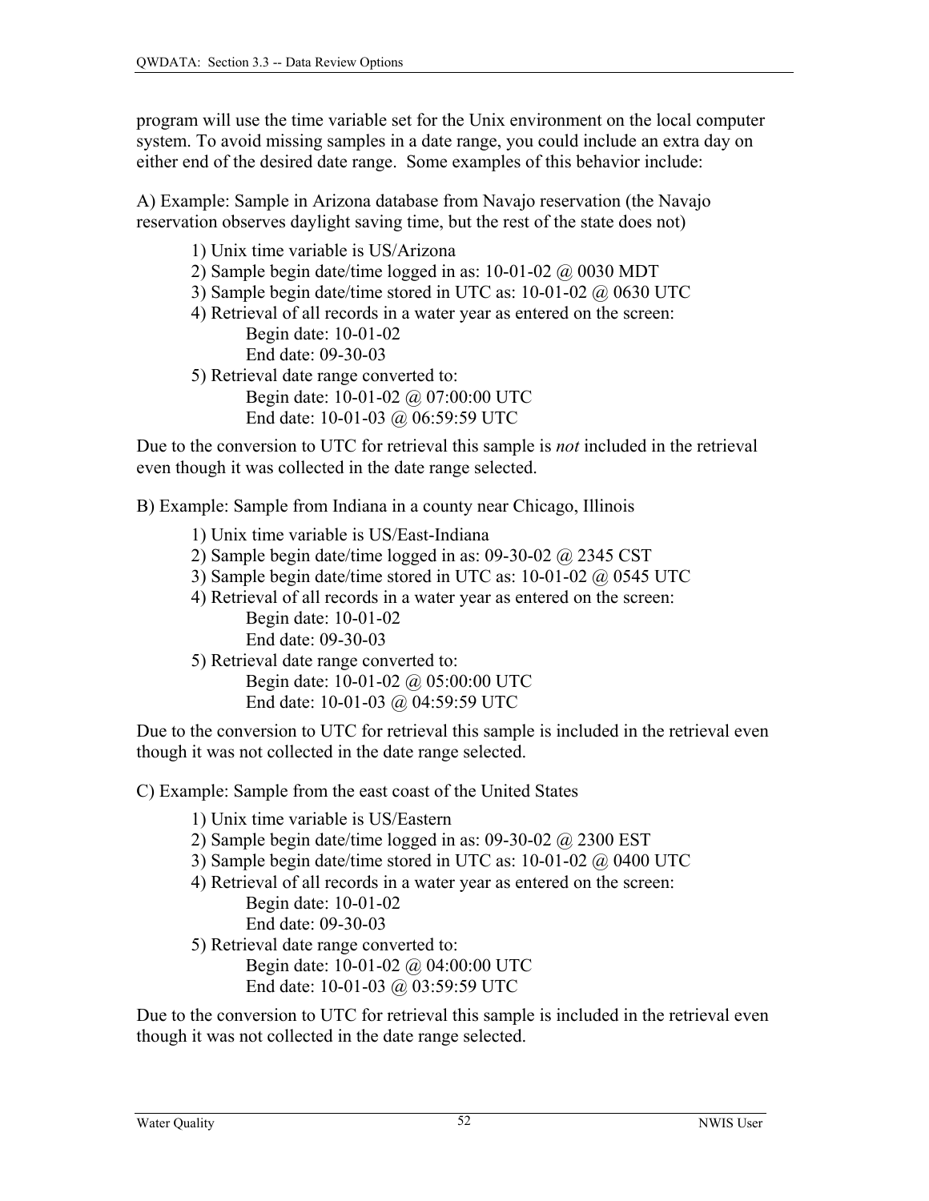program will use the time variable set for the Unix environment on the local computer system. To avoid missing samples in a date range, you could include an extra day on either end of the desired date range. Some examples of this behavior include:

A) Example: Sample in Arizona database from Navajo reservation (the Navajo reservation observes daylight saving time, but the rest of the state does not)

1) Unix time variable is US/Arizona
2) Sample begin date/time logged in as: 10-01-02 @ 0030 MDT
3) Sample begin date/time stored in UTC as: 10-01-02 @ 0630 UTC
4) Retrieval of all records in a water year as entered on the screen:
    - Begin date: 10-01-02
    - End date: 09-30-03
5) Retrieval date range converted to:
    - Begin date: 10-01-02 @ 07:00:00 UTC
    - End date: 10-01-03 @ 06:59:59 UTC

Due to the conversion to UTC for retrieval this sample is *not* included in the retrieval even though it was collected in the date range selected.

B) Example: Sample from Indiana in a county near Chicago, Illinois

1) Unix time variable is US/East-Indiana
2) Sample begin date/time logged in as: 09-30-02 @ 2345 CST
3) Sample begin date/time stored in UTC as: 10-01-02 @ 0545 UTC
4) Retrieval of all records in a water year as entered on the screen:
    - Begin date: 10-01-02
    - End date: 09-30-03
5) Retrieval date range converted to:
    - Begin date: 10-01-02 @ 05:00:00 UTC
    - End date: 10-01-03 @ 04:59:59 UTC

Due to the conversion to UTC for retrieval this sample is included in the retrieval even though it was not collected in the date range selected.

C) Example: Sample from the east coast of the United States

1) Unix time variable is US/Eastern
2) Sample begin date/time logged in as: 09-30-02 @ 2300 EST
3) Sample begin date/time stored in UTC as: 10-01-02 @ 0400 UTC
4) Retrieval of all records in a water year as entered on the screen:
    - Begin date: 10-01-02
    - End date: 09-30-03
5) Retrieval date range converted to:
    - Begin date: 10-01-02 @ 04:00:00 UTC
    - End date: 10-01-03 @ 03:59:59 UTC

Due to the conversion to UTC for retrieval this sample is included in the retrieval even though it was not collected in the date range selected.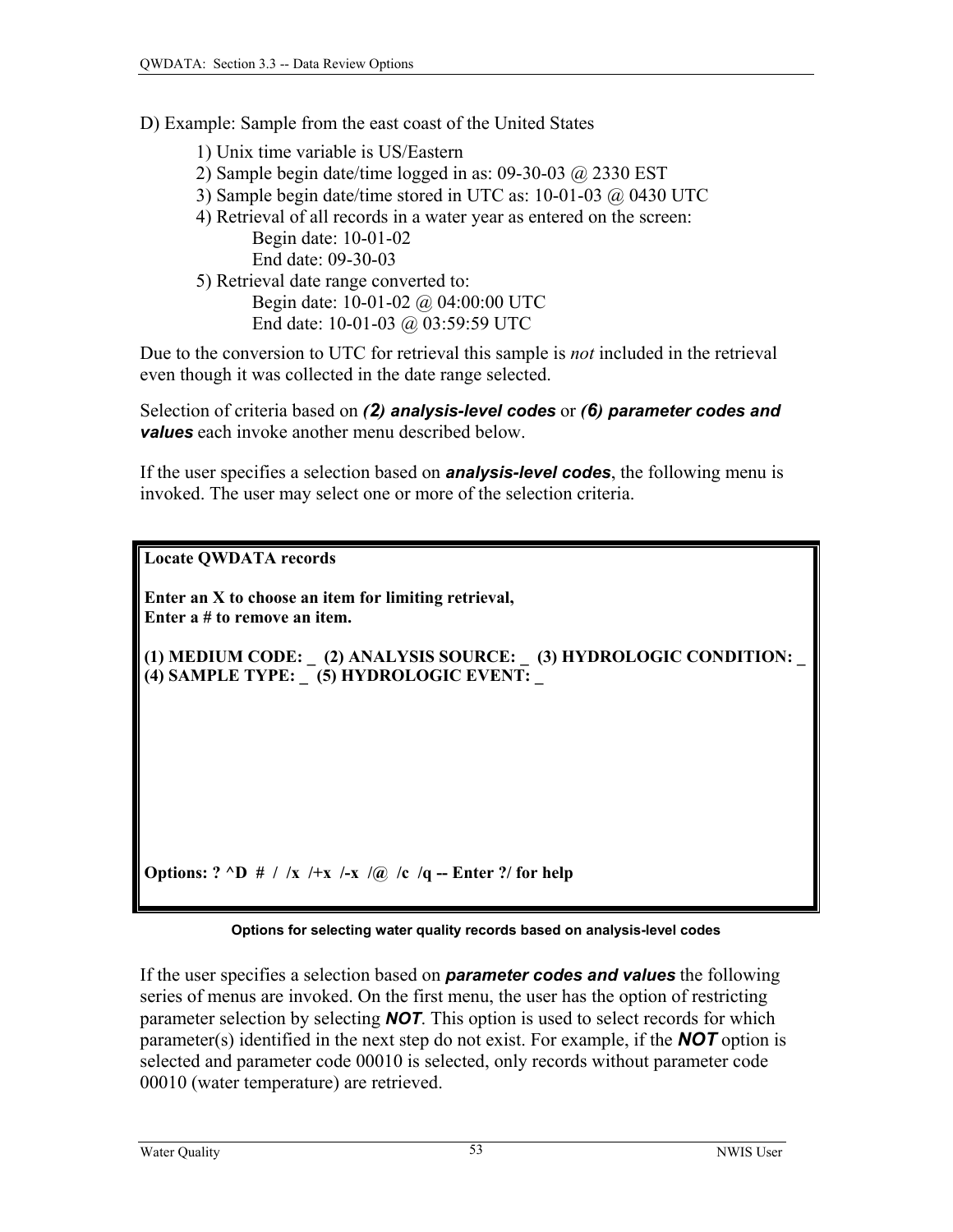D) Example: Sample from the east coast of the United States

1) Unix time variable is US/Eastern
2) Sample begin date/time logged in as: 09-30-03 @ 2330 EST
3) Sample begin date/time stored in UTC as: 10-01-03 @ 0430 UTC
4) Retrieval of all records in a water year as entered on the screen:
   Begin date: 10-01-02
   End date: 09-30-03
5) Retrieval date range converted to:
   Begin date: 10-01-02 @ 04:00:00 UTC
   End date: 10-01-03 @ 03:59:59 UTC

Due to the conversion to UTC for retrieval this sample is *not* included in the retrieval even though it was collected in the date range selected.

Selection of criteria based on ***(2) analysis-level codes*** or ***(6) parameter codes and values*** each invoke another menu described below.

If the user specifies a selection based on ***analysis-level codes***, the following menu is invoked. The user may select one or more of the selection criteria.

```
Locate QWDATA records

Enter an X to choose an item for limiting retrieval,
Enter a # to remove an item.

(1) MEDIUM CODE: _  (2) ANALYSIS SOURCE: _  (3) HYDROLOGIC CONDITION: _
(4) SAMPLE TYPE: _  (5) HYDROLOGIC EVENT: _








Options: ? ^D  #  /  /x  /+x  /-x  /@  /c  /q -- Enter ?/ for help
```

**Options for selecting water quality records based on analysis-level codes**

If the user specifies a selection based on ***parameter codes and values*** the following series of menus are invoked. On the first menu, the user has the option of restricting parameter selection by selecting ***NOT***. This option is used to select records for which parameter(s) identified in the next step do not exist. For example, if the ***NOT*** option is selected and parameter code 00010 is selected, only records without parameter code 00010 (water temperature) are retrieved.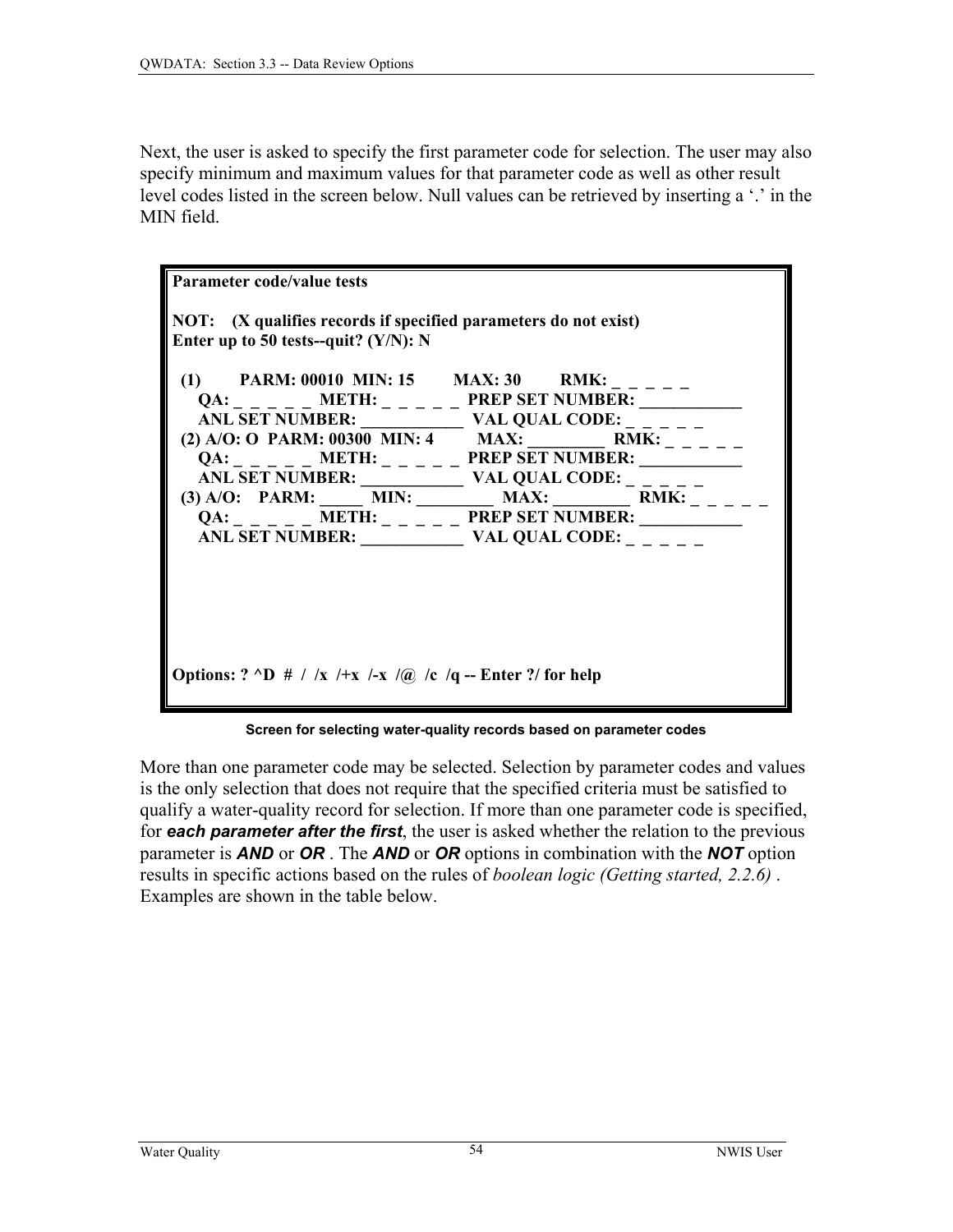Next, the user is asked to specify the first parameter code for selection. The user may also specify minimum and maximum values for that parameter code as well as other result level codes listed in the screen below. Null values can be retrieved by inserting a '.' in the MIN field.

```
Parameter code/value tests

NOT:    (X qualifies records if specified parameters do not exist)
Enter up to 50 tests--quit? (Y/N): N

  (1)        PARM: 00010  MIN: 15        MAX: 30        RMK: _ _ _ _ _
     QA: _ _ _ _ _  METH: _ _ _ _ _  PREP SET NUMBER: ____________
     ANL SET NUMBER: ____________  VAL QUAL CODE: _ _ _ _ _
  (2) A/O: O  PARM: 00300  MIN: 4        MAX: _________  RMK: _ _ _ _ _
     QA: _ _ _ _ _  METH: _ _ _ _ _  PREP SET NUMBER: ____________
     ANL SET NUMBER: ____________  VAL QUAL CODE: _ _ _ _ _
  (3) A/O:    PARM: _____  MIN: _________  MAX: _________  RMK: _ _ _ _ _
     QA: _ _ _ _ _  METH: _ _ _ _ _  PREP SET NUMBER: ____________
     ANL SET NUMBER: ____________  VAL QUAL CODE: _ _ _ _ _






Options: ? ^D  #  /  /x  /+x  /-x  /@  /c  /q -- Enter ?/ for help
```

**Screen for selecting water-quality records based on parameter codes**

More than one parameter code may be selected. Selection by parameter codes and values is the only selection that does not require that the specified criteria must be satisfied to qualify a water-quality record for selection. If more than one parameter code is specified, for ***each parameter after the first***, the user is asked whether the relation to the previous parameter is ***AND*** or ***OR*** . The ***AND*** or ***OR*** options in combination with the ***NOT*** option results in specific actions based on the rules of *boolean logic (Getting started, 2.2.6)* . Examples are shown in the table below.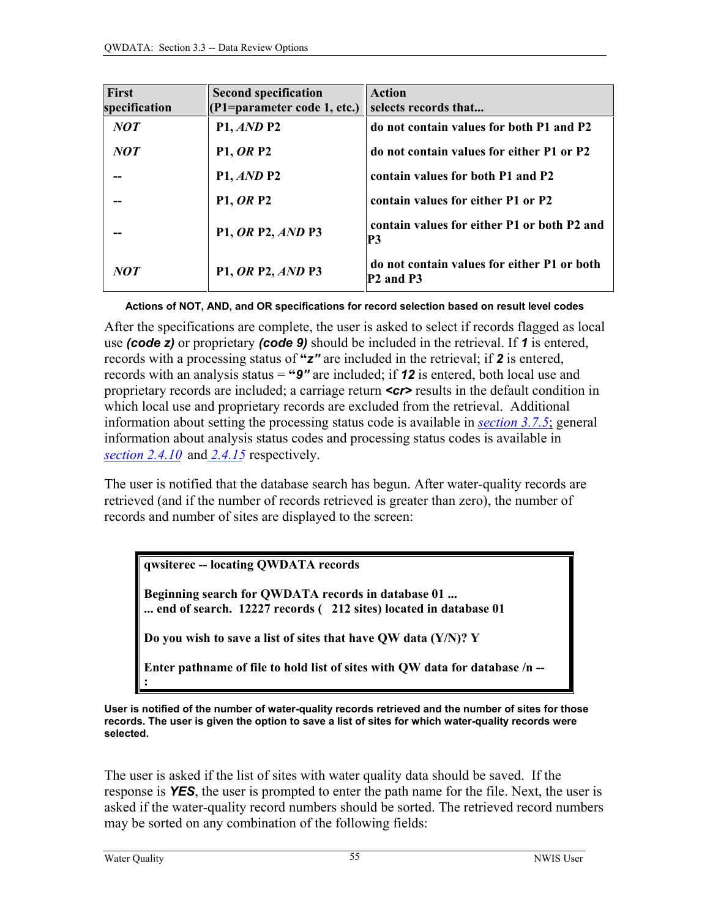| First specification | Second specification (P1=parameter code 1, etc.) | Action selects records that... |
|---|---|---|
| *NOT* | P1, *AND* P2 | do not contain values for both P1 and P2 |
| *NOT* | P1, *OR* P2 | do not contain values for either P1 or P2 |
| -- | P1, *AND* P2 | contain values for both P1 and P2 |
| -- | P1, *OR* P2 | contain values for either P1 or P2 |
| -- | P1, *OR* P2, *AND* P3 | contain values for either P1 or both P2 and P3 |
| *NOT* | P1, *OR* P2, *AND* P3 | do not contain values for either P1 or both P2 and P3 |

**Actions of NOT, AND, and OR specifications for record selection based on result level codes**

After the specifications are complete, the user is asked to select if records flagged as local use ***(code z)*** or proprietary ***(code 9)*** should be included in the retrieval. If ***1*** is entered, records with a processing status of **"*z*"** are included in the retrieval; if ***2*** is entered, records with an analysis status = **"*9*"** are included; if ***12*** is entered, both local use and proprietary records are included; a carriage return ***<cr>*** results in the default condition in which local use and proprietary records are excluded from the retrieval. Additional information about setting the processing status code is available in *section 3.7.5*; general information about analysis status codes and processing status codes is available in *section 2.4.10* and *2.4.15* respectively.

The user is notified that the database search has begun. After water-quality records are retrieved (and if the number of records retrieved is greater than zero), the number of records and number of sites are displayed to the screen:

```
qwsiterec -- locating QWDATA records

Beginning search for QWDATA records in database 01 ...
... end of search.  12227 records (   212 sites) located in database 01

Do you wish to save a list of sites that have QW data (Y/N)? Y

Enter pathname of file to hold list of sites with QW data for database /n --
:
```

**User is notified of the number of water-quality records retrieved and the number of sites for those records. The user is given the option to save a list of sites for which water-quality records were selected.**

The user is asked if the list of sites with water quality data should be saved. If the response is ***YES***, the user is prompted to enter the path name for the file. Next, the user is asked if the water-quality record numbers should be sorted. The retrieved record numbers may be sorted on any combination of the following fields: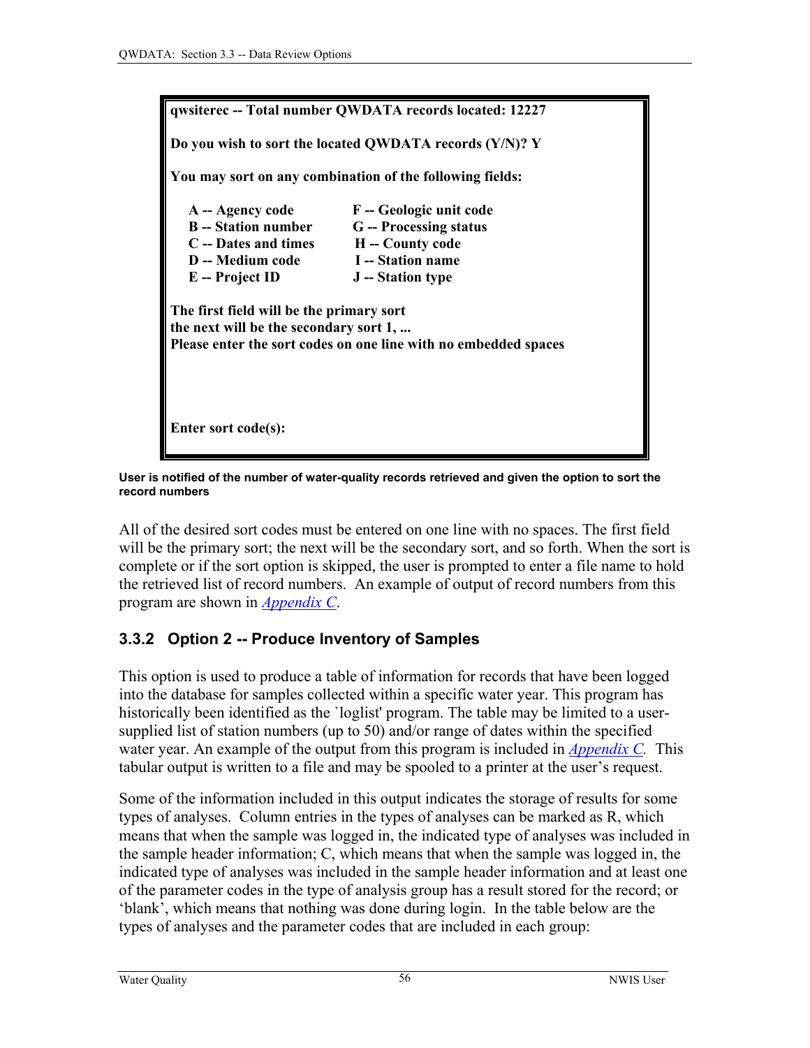```
qwsiterec -- Total number QWDATA records located: 12227

Do you wish to sort the located QWDATA records (Y/N)? Y

You may sort on any combination of the following fields:

    A -- Agency code            F -- Geologic unit code
    B -- Station number         G -- Processing status
    C -- Dates and times        H -- County code
    D -- Medium code            I -- Station name
    E -- Project ID             J -- Station type

The first field will be the primary sort
the next will be the secondary sort 1, ...
Please enter the sort codes on one line with no embedded spaces



Enter sort code(s):
```

**User is notified of the number of water-quality records retrieved and given the option to sort the record numbers**

All of the desired sort codes must be entered on one line with no spaces. The first field will be the primary sort; the next will be the secondary sort, and so forth. When the sort is complete or if the sort option is skipped, the user is prompted to enter a file name to hold the retrieved list of record numbers. An example of output of record numbers from this program are shown in *Appendix C*.

### 3.3.2 Option 2 -- Produce Inventory of Samples

This option is used to produce a table of information for records that have been logged into the database for samples collected within a specific water year. This program has historically been identified as the `loglist' program. The table may be limited to a user-supplied list of station numbers (up to 50) and/or range of dates within the specified water year. An example of the output from this program is included in *Appendix C*. This tabular output is written to a file and may be spooled to a printer at the user's request.

Some of the information included in this output indicates the storage of results for some types of analyses. Column entries in the types of analyses can be marked as R, which means that when the sample was logged in, the indicated type of analyses was included in the sample header information; C, which means that when the sample was logged in, the indicated type of analyses was included in the sample header information and at least one of the parameter codes in the type of analysis group has a result stored for the record; or 'blank', which means that nothing was done during login. In the table below are the types of analyses and the parameter codes that are included in each group: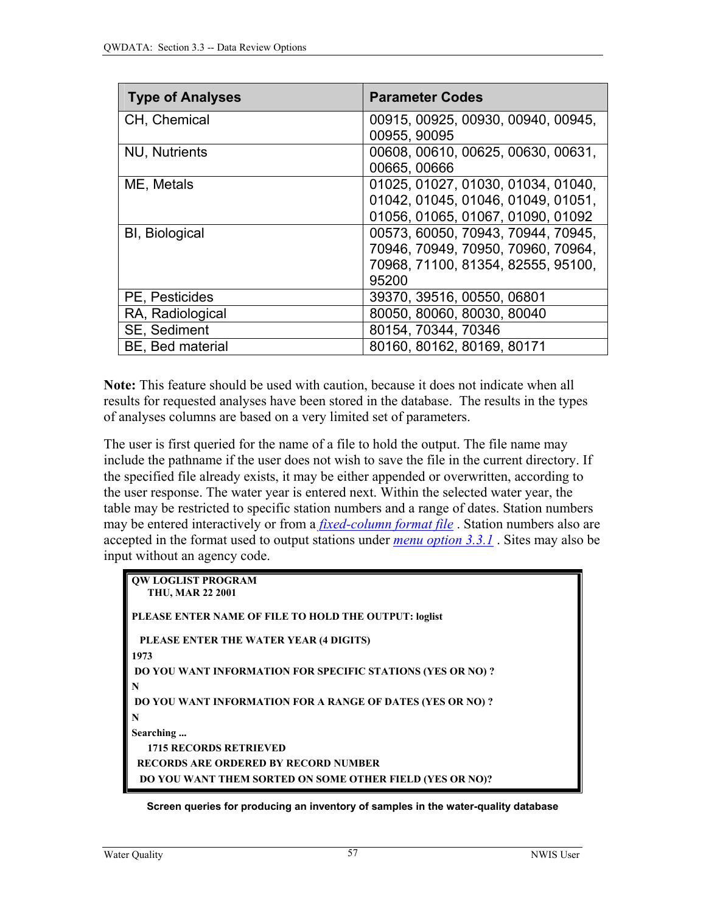| Type of Analyses | Parameter Codes |
| --- | --- |
| CH, Chemical | 00915, 00925, 00930, 00940, 00945, 00955, 90095 |
| NU, Nutrients | 00608, 00610, 00625, 00630, 00631, 00665, 00666 |
| ME, Metals | 01025, 01027, 01030, 01034, 01040, 01042, 01045, 01046, 01049, 01051, 01056, 01065, 01067, 01090, 01092 |
| BI, Biological | 00573, 60050, 70943, 70944, 70945, 70946, 70949, 70950, 70960, 70964, 70968, 71100, 81354, 82555, 95100, 95200 |
| PE, Pesticides | 39370, 39516, 00550, 06801 |
| RA, Radiological | 80050, 80060, 80030, 80040 |
| SE, Sediment | 80154, 70344, 70346 |
| BE, Bed material | 80160, 80162, 80169, 80171 |

**Note:** This feature should be used with caution, because it does not indicate when all results for requested analyses have been stored in the database. The results in the types of analyses columns are based on a very limited set of parameters.

The user is first queried for the name of a file to hold the output. The file name may include the pathname if the user does not wish to save the file in the current directory. If the specified file already exists, it may be either appended or overwritten, according to the user response. The water year is entered next. Within the selected water year, the table may be restricted to specific station numbers and a range of dates. Station numbers may be entered interactively or from a *fixed-column format file* . Station numbers also are accepted in the format used to output stations under *menu option 3.3.1* . Sites may also be input without an agency code.

```
QW LOGLIST PROGRAM
    THU, MAR 22 2001

PLEASE ENTER NAME OF FILE TO HOLD THE OUTPUT: loglist

  PLEASE ENTER THE WATER YEAR (4 DIGITS)
1973
 DO YOU WANT INFORMATION FOR SPECIFIC STATIONS (YES OR NO) ?
N
 DO YOU WANT INFORMATION FOR A RANGE OF DATES (YES OR NO) ?
N
Searching ...
    1715 RECORDS RETRIEVED
  RECORDS ARE ORDERED BY RECORD NUMBER
  DO YOU WANT THEM SORTED ON SOME OTHER FIELD (YES OR NO)?
```

**Screen queries for producing an inventory of samples in the water-quality database**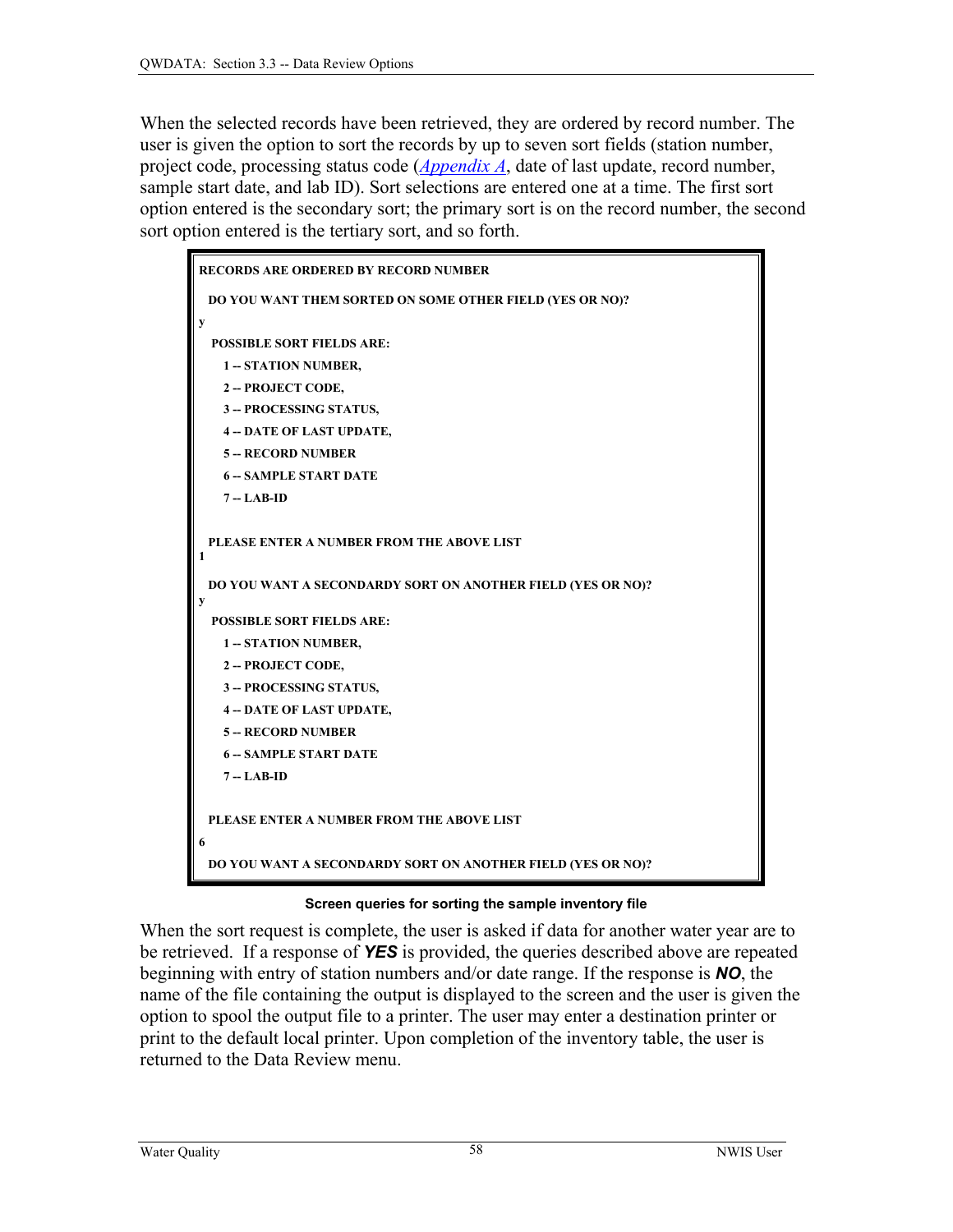When the selected records have been retrieved, they are ordered by record number. The user is given the option to sort the records by up to seven sort fields (station number, project code, processing status code ([Appendix A](#)), date of last update, record number, sample start date, and lab ID). Sort selections are entered one at a time. The first sort option entered is the secondary sort; the primary sort is on the record number, the second sort option entered is the tertiary sort, and so forth.

```
RECORDS ARE ORDERED BY RECORD NUMBER

  DO YOU WANT THEM SORTED ON SOME OTHER FIELD (YES OR NO)?
y
   POSSIBLE SORT FIELDS ARE:
      1 -- STATION NUMBER,
      2 -- PROJECT CODE,
      3 -- PROCESSING STATUS,
      4 -- DATE OF LAST UPDATE,
      5 -- RECORD NUMBER
      6 -- SAMPLE START DATE
      7 -- LAB-ID

  PLEASE ENTER A NUMBER FROM THE ABOVE LIST
1
  DO YOU WANT A SECONDARDY SORT ON ANOTHER FIELD (YES OR NO)?
y
   POSSIBLE SORT FIELDS ARE:
      1 -- STATION NUMBER,
      2 -- PROJECT CODE,
      3 -- PROCESSING STATUS,
      4 -- DATE OF LAST UPDATE,
      5 -- RECORD NUMBER
      6 -- SAMPLE START DATE
      7 -- LAB-ID

  PLEASE ENTER A NUMBER FROM THE ABOVE LIST
6
  DO YOU WANT A SECONDARDY SORT ON ANOTHER FIELD (YES OR NO)?
```

**Screen queries for sorting the sample inventory file**

When the sort request is complete, the user is asked if data for another water year are to be retrieved. If a response of ***YES*** is provided, the queries described above are repeated beginning with entry of station numbers and/or date range. If the response is ***NO***, the name of the file containing the output is displayed to the screen and the user is given the option to spool the output file to a printer. The user may enter a destination printer or print to the default local printer. Upon completion of the inventory table, the user is returned to the Data Review menu.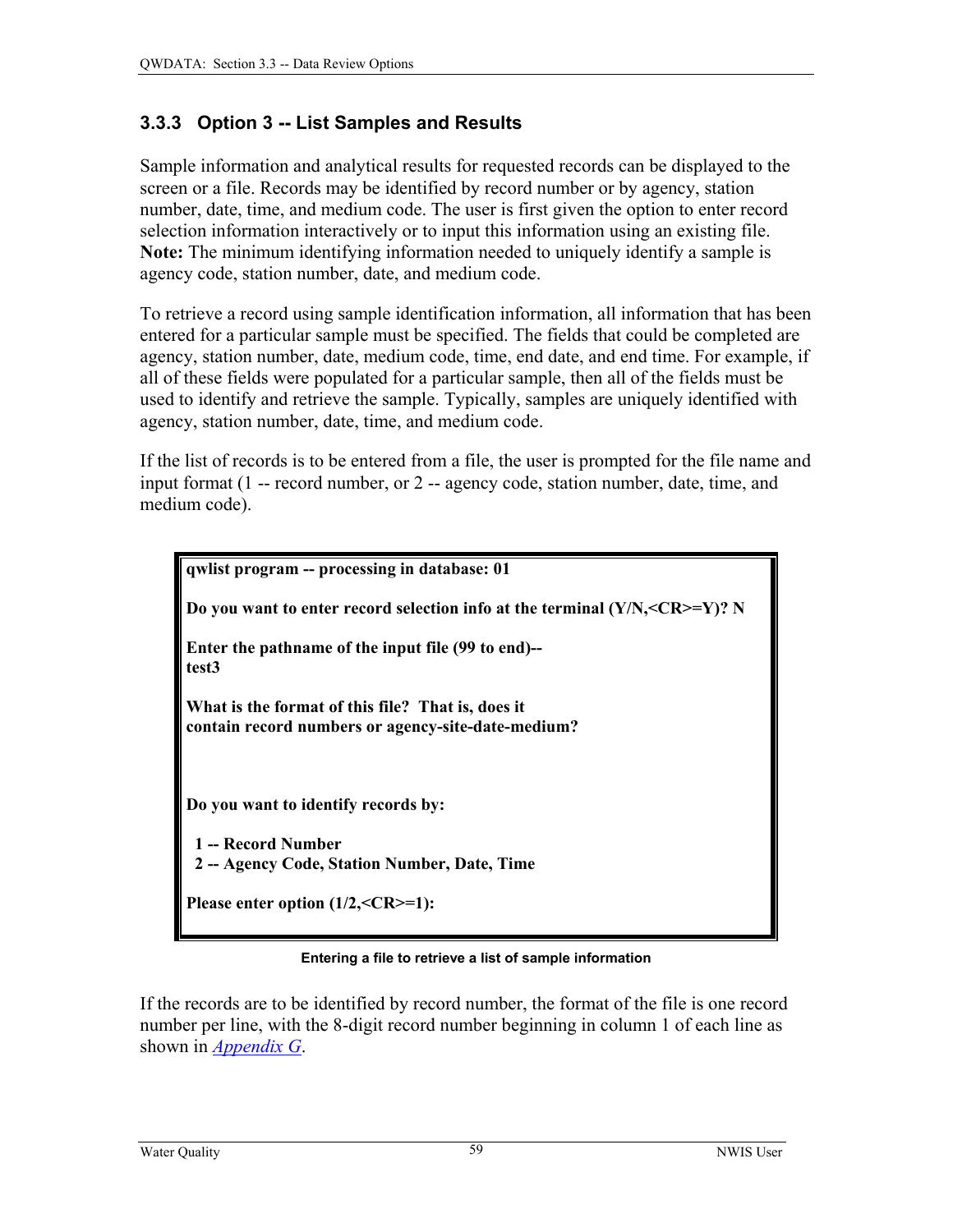### 3.3.3 Option 3 -- List Samples and Results

Sample information and analytical results for requested records can be displayed to the screen or a file. Records may be identified by record number or by agency, station number, date, time, and medium code. The user is first given the option to enter record selection information interactively or to input this information using an existing file. **Note:** The minimum identifying information needed to uniquely identify a sample is agency code, station number, date, and medium code.

To retrieve a record using sample identification information, all information that has been entered for a particular sample must be specified. The fields that could be completed are agency, station number, date, medium code, time, end date, and end time. For example, if all of these fields were populated for a particular sample, then all of the fields must be used to identify and retrieve the sample. Typically, samples are uniquely identified with agency, station number, date, time, and medium code.

If the list of records is to be entered from a file, the user is prompted for the file name and input format (1 -- record number, or 2 -- agency code, station number, date, time, and medium code).

```
qwlist program -- processing in database: 01

Do you want to enter record selection info at the terminal (Y/N,<CR>=Y)? N

Enter the pathname of the input file (99 to end)--
test3

What is the format of this file?  That is, does it
contain record numbers or agency-site-date-medium?



Do you want to identify records by:

  1 -- Record Number
  2 -- Agency Code, Station Number, Date, Time

Please enter option (1/2,<CR>=1):
```

**Entering a file to retrieve a list of sample information**

If the records are to be identified by record number, the format of the file is one record number per line, with the 8-digit record number beginning in column 1 of each line as shown in *Appendix G*.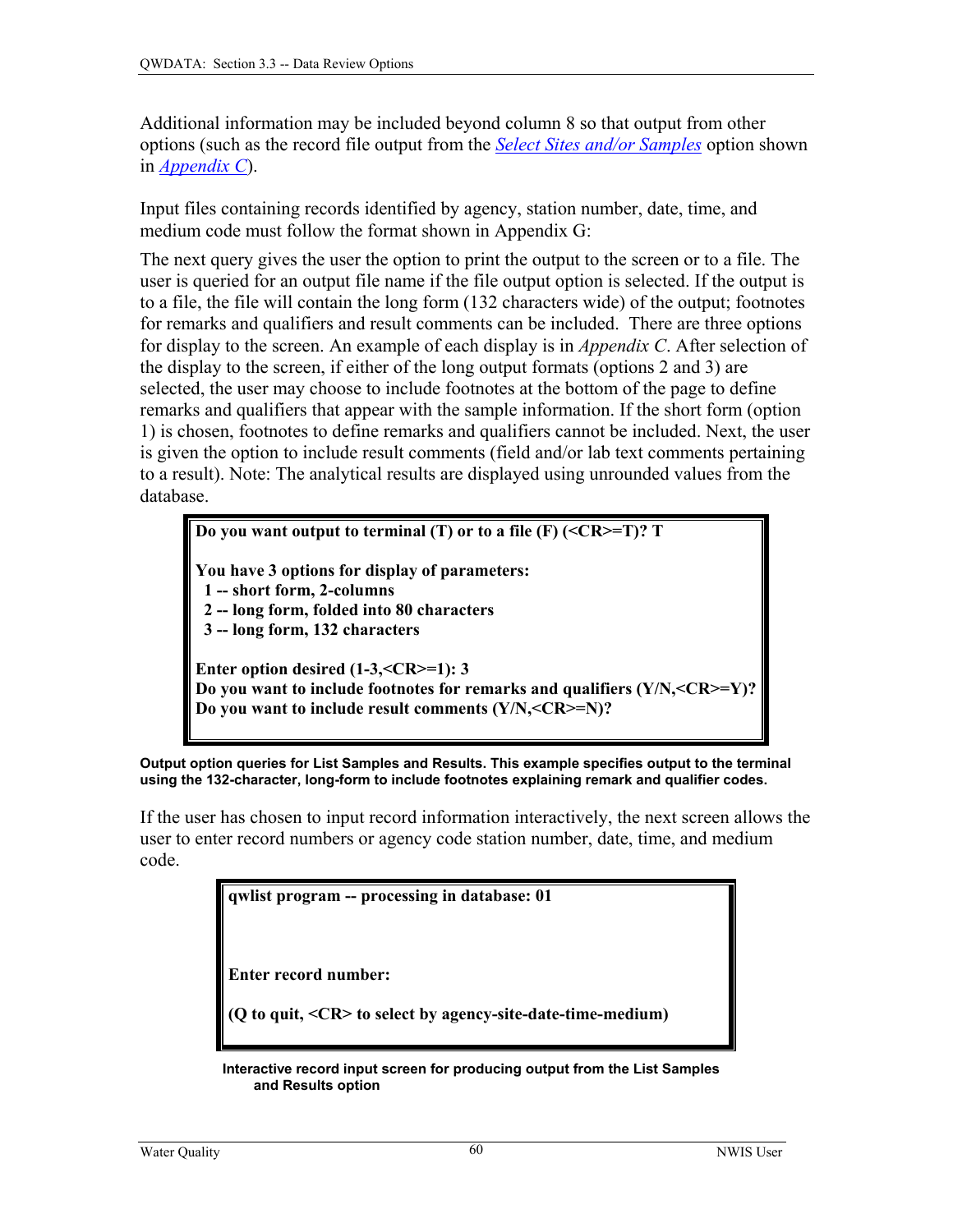Additional information may be included beyond column 8 so that output from other options (such as the record file output from the *Select Sites and/or Samples* option shown in *Appendix C*).

Input files containing records identified by agency, station number, date, time, and medium code must follow the format shown in Appendix G:

The next query gives the user the option to print the output to the screen or to a file. The user is queried for an output file name if the file output option is selected. If the output is to a file, the file will contain the long form (132 characters wide) of the output; footnotes for remarks and qualifiers and result comments can be included. There are three options for display to the screen. An example of each display is in *Appendix C*. After selection of the display to the screen, if either of the long output formats (options 2 and 3) are selected, the user may choose to include footnotes at the bottom of the page to define remarks and qualifiers that appear with the sample information. If the short form (option 1) is chosen, footnotes to define remarks and qualifiers cannot be included. Next, the user is given the option to include result comments (field and/or lab text comments pertaining to a result). Note: The analytical results are displayed using unrounded values from the database.

```
Do you want output to terminal (T) or to a file (F) (<CR>=T)? T

You have 3 options for display of parameters:
  1 -- short form, 2-columns
  2 -- long form, folded into 80 characters
  3 -- long form, 132 characters

Enter option desired (1-3,<CR>=1): 3
Do you want to include footnotes for remarks and qualifiers (Y/N,<CR>=Y)?
Do you want to include result comments (Y/N,<CR>=N)?
```

**Output option queries for List Samples and Results. This example specifies output to the terminal using the 132-character, long-form to include footnotes explaining remark and qualifier codes.**

If the user has chosen to input record information interactively, the next screen allows the user to enter record numbers or agency code station number, date, time, and medium code.

```
qwlist program -- processing in database: 01



Enter record number:

(Q to quit, <CR> to select by agency-site-date-time-medium)
```

**Interactive record input screen for producing output from the List Samples and Results option**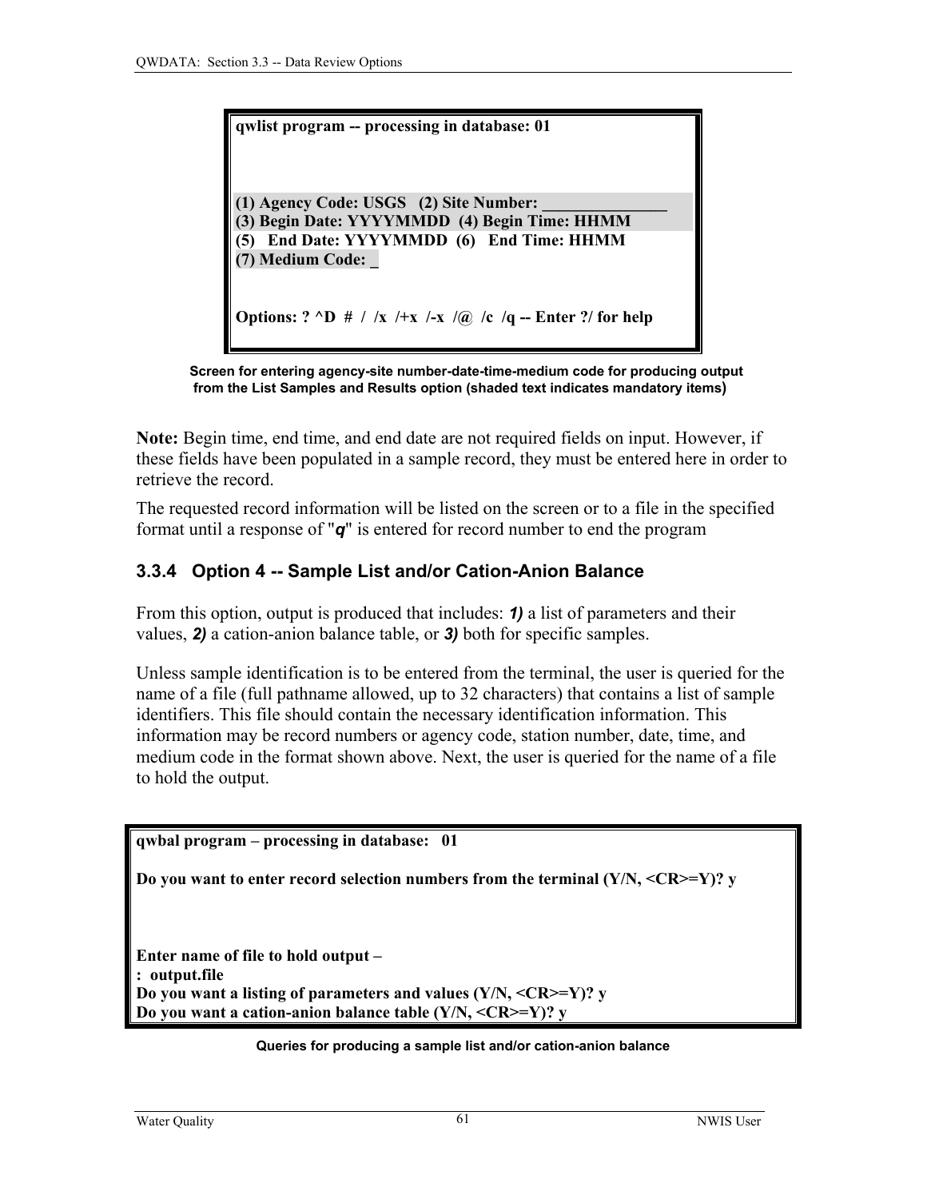```
qwlist program -- processing in database: 01



(1) Agency Code: USGS   (2) Site Number: _______________
(3) Begin Date: YYYYMMDD  (4) Begin Time: HHMM
(5)   End Date: YYYYMMDD  (6)   End Time: HHMM
(7) Medium Code:  _


Options: ? ^D  #  /  /x  /+x  /-x  /@  /c  /q -- Enter ?/ for help
```

**Screen for entering agency-site number-date-time-medium code for producing output from the List Samples and Results option (shaded text indicates mandatory items)**

**Note:** Begin time, end time, and end date are not required fields on input. However, if these fields have been populated in a sample record, they must be entered here in order to retrieve the record.

The requested record information will be listed on the screen or to a file in the specified format until a response of "***q***" is entered for record number to end the program

### 3.3.4 Option 4 -- Sample List and/or Cation-Anion Balance

From this option, output is produced that includes: ***1)*** a list of parameters and their values, ***2)*** a cation-anion balance table, or ***3)*** both for specific samples.

Unless sample identification is to be entered from the terminal, the user is queried for the name of a file (full pathname allowed, up to 32 characters) that contains a list of sample identifiers. This file should contain the necessary identification information. This information may be record numbers or agency code, station number, date, time, and medium code in the format shown above. Next, the user is queried for the name of a file to hold the output.

```
qwbal program – processing in database:   01

Do you want to enter record selection numbers from the terminal (Y/N, <CR>=Y)? y



Enter name of file to hold output –
:  output.file
Do you want a listing of parameters and values (Y/N, <CR>=Y)? y
Do you want a cation-anion balance table (Y/N, <CR>=Y)? y
```

**Queries for producing a sample list and/or cation-anion balance**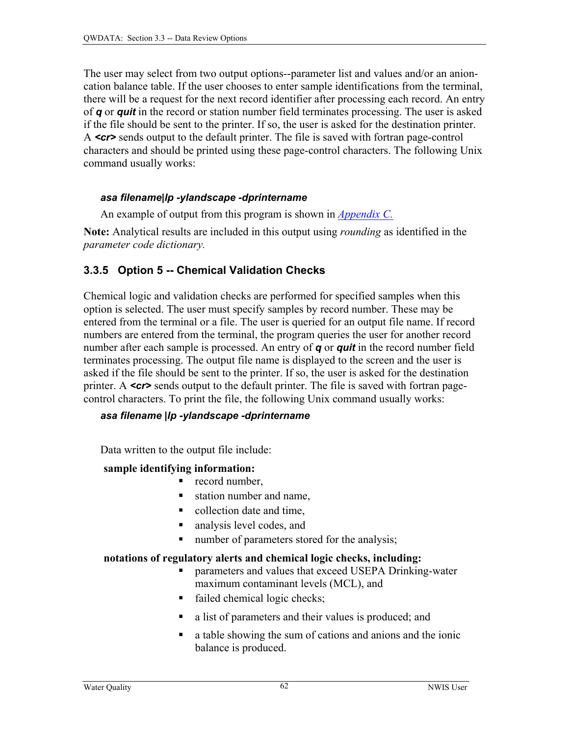The user may select from two output options--parameter list and values and/or an anion-cation balance table. If the user chooses to enter sample identifications from the terminal, there will be a request for the next record identifier after processing each record. An entry of ***q*** or ***quit*** in the record or station number field terminates processing. The user is asked if the file should be sent to the printer. If so, the user is asked for the destination printer. A ***<cr>*** sends output to the default printer. The file is saved with fortran page-control characters and should be printed using these page-control characters. The following Unix command usually works:

***asa filename|lp -ylandscape -dprintername***

An example of output from this program is shown in *Appendix C.*

**Note:** Analytical results are included in this output using *rounding* as identified in the *parameter code dictionary.*

### 3.3.5 Option 5 -- Chemical Validation Checks

Chemical logic and validation checks are performed for specified samples when this option is selected. The user must specify samples by record number. These may be entered from the terminal or a file. The user is queried for an output file name. If record numbers are entered from the terminal, the program queries the user for another record number after each sample is processed. An entry of ***q*** or ***quit*** in the record number field terminates processing. The output file name is displayed to the screen and the user is asked if the file should be sent to the printer. If so, the user is asked for the destination printer. A ***<cr>*** sends output to the default printer. The file is saved with fortran page-control characters. To print the file, the following Unix command usually works:

***asa filename |lp -ylandscape -dprintername***

Data written to the output file include:

**sample identifying information:**

- record number,
- station number and name,
- collection date and time,
- analysis level codes, and
- number of parameters stored for the analysis;

**notations of regulatory alerts and chemical logic checks, including:**

- parameters and values that exceed USEPA Drinking-water maximum contaminant levels (MCL), and
- failed chemical logic checks;
- a list of parameters and their values is produced; and
- a table showing the sum of cations and anions and the ionic balance is produced.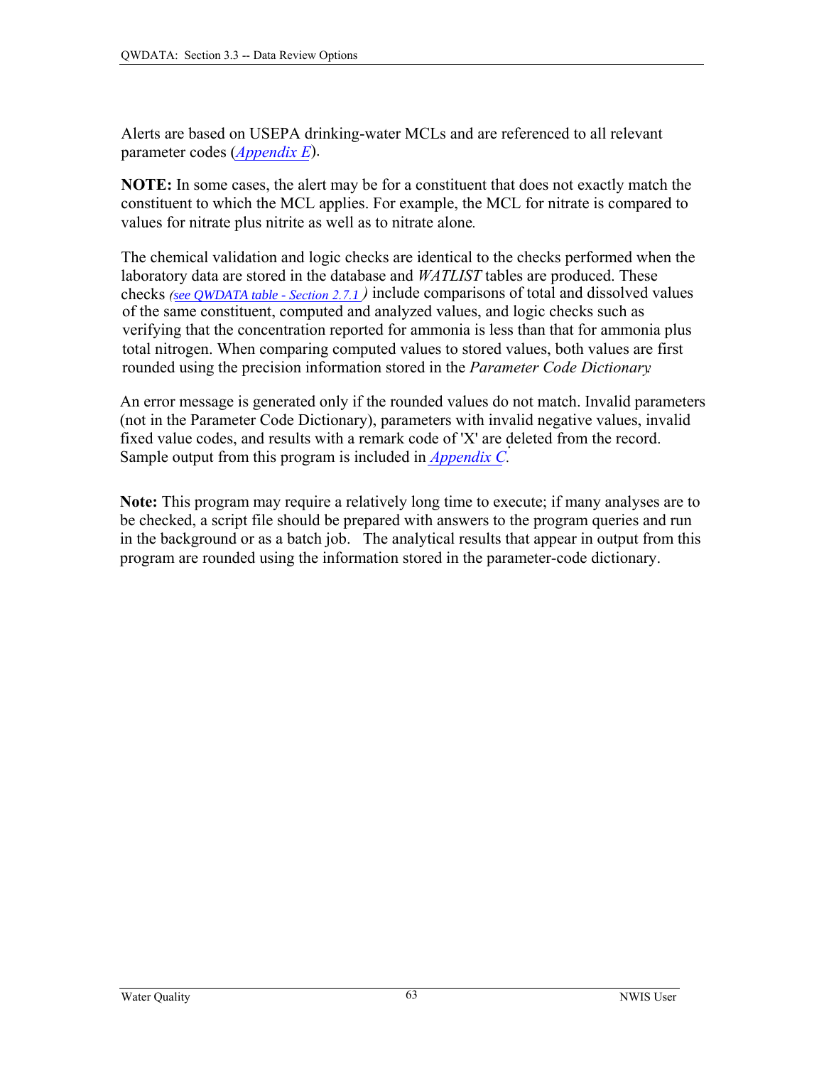Alerts are based on USEPA drinking-water MCLs and are referenced to all relevant parameter codes (*Appendix E*).

**NOTE:** In some cases, the alert may be for a constituent that does not exactly match the constituent to which the MCL applies. For example, the MCL for nitrate is compared to values for nitrate plus nitrite as well as to nitrate alone.

The chemical validation and logic checks are identical to the checks performed when the laboratory data are stored in the database and *WATLIST* tables are produced. These checks (*see QWDATA table - Section 2.7.1*) include comparisons of total and dissolved values of the same constituent, computed and analyzed values, and logic checks such as verifying that the concentration reported for ammonia is less than that for ammonia plus total nitrogen. When comparing computed values to stored values, both values are first rounded using the precision information stored in the *Parameter Code Dictionary*.

An error message is generated only if the rounded values do not match. Invalid parameters (not in the Parameter Code Dictionary), parameters with invalid negative values, invalid fixed value codes, and results with a remark code of 'X' are deleted from the record. Sample output from this program is included in *Appendix C*.

**Note:** This program may require a relatively long time to execute; if many analyses are to be checked, a script file should be prepared with answers to the program queries and run in the background or as a batch job. The analytical results that appear in output from this program are rounded using the information stored in the parameter-code dictionary.